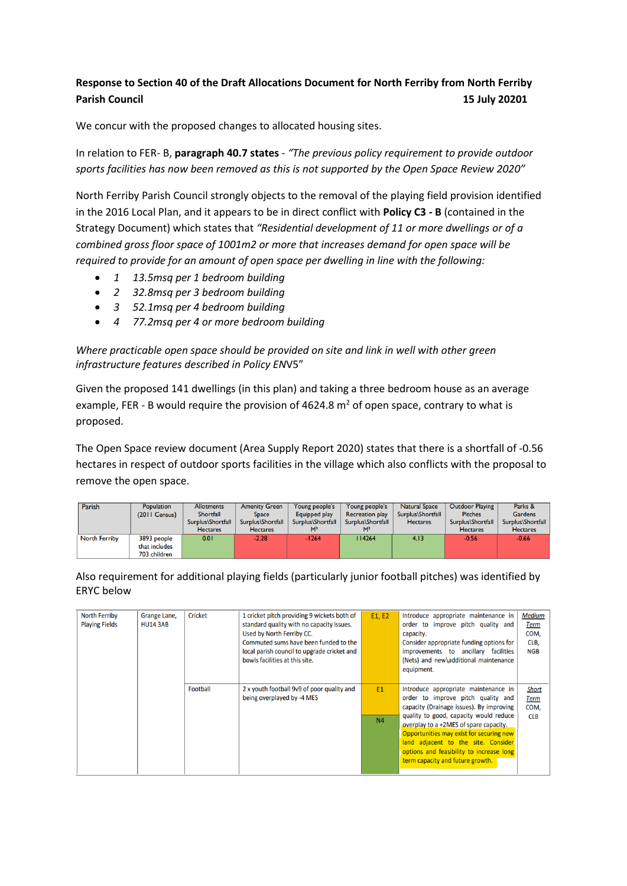**Response to Section 40 of the Draft Allocations Document for North Ferriby from North Ferriby Parish Council** **15 July 20201**

We concur with the proposed changes to allocated housing sites.

In relation to FER- B, **paragraph 40.7 states** - *"The previous policy requirement to provide outdoor sports facilities has now been removed as this is not supported by the Open Space Review 2020"*

North Ferriby Parish Council strongly objects to the removal of the playing field provision identified in the 2016 Local Plan, and it appears to be in direct conflict with **Policy C3 - B** (contained in the Strategy Document) which states that *"Residential development of 11 or more dwellings or of a combined gross floor space of 1001m2 or more that increases demand for open space will be required to provide for an amount of open space per dwelling in line with the following:*

- *1 13.5msq per 1 bedroom building*
- *2 32.8msq per 3 bedroom building*
- *3 52.1msq per 4 bedroom building*
- *4 77.2msq per 4 or more bedroom building*

*Where practicable open space should be provided on site and link in well with other green infrastructure features described in Policy EN*V5"

Given the proposed 141 dwellings (in this plan) and taking a three bedroom house as an average example, FER - B would require the provision of 4624.8 $m^2$ of open space, contrary to what is proposed.

The Open Space review document (Area Supply Report 2020) states that there is a shortfall of -0.56 hectares in respect of outdoor sports facilities in the village which also conflicts with the proposal to remove the open space.

| Parish | Population (2011 Census) | Allotments Shortfall Surplus\Shortfall Hectares | Amenity Green Space Surplus\Shortfall Hectares | Young people's Equipped play Surplus\Shortfall M² | Young people's Recreation play Surplus\Shortfall M² | Natural Space Surplus\Shortfall Hectares | Outdoor Playing Pitches Surplus\Shortfall Hectares | Parks & Gardens Surplus\Shortfall Hectares |
|---|---|---|---|---|---|---|---|---|
| North Ferriby | 3893 people that includes 703 children | 0.01 | -2.28 | -1264 | 114264 | 4.13 | -0.56 | -0.66 |

Also requirement for additional playing fields (particularly junior football pitches) was identified by ERYC below

| | | | | | | |
|---|---|---|---|---|---|---|
| North Ferriby Playing Fields | Grange Lane, HU14 3AB | Cricket | 1 cricket pitch providing 9 wickets both of standard quality with no capacity issues. Used by North Ferriby CC. Commuted sums have been funded to the local parish council to upgrade cricket and bowls facilities at this site. | E1, E2 | Introduce appropriate maintenance in order to improve pitch quality and capacity. Consider appropriate funding options for improvements to ancillary facilities (Nets) and new\additional maintenance equipment. | *Medium Term* COM, CLB, NGB |
| | | Football | 2 x youth football 9v9 of poor quality and being overplayed by -4 MES | E1 N4 | Introduce appropriate maintenance in order to improve pitch quality and capacity (Drainage issues). By improving quality to good, capacity would reduce overplay to a +2MES of spare capacity. Opportunities may exist for securing new land adjacent to the site. Consider options and feasibility to increase long term capacity and future growth. | *Short Term* COM, CLB |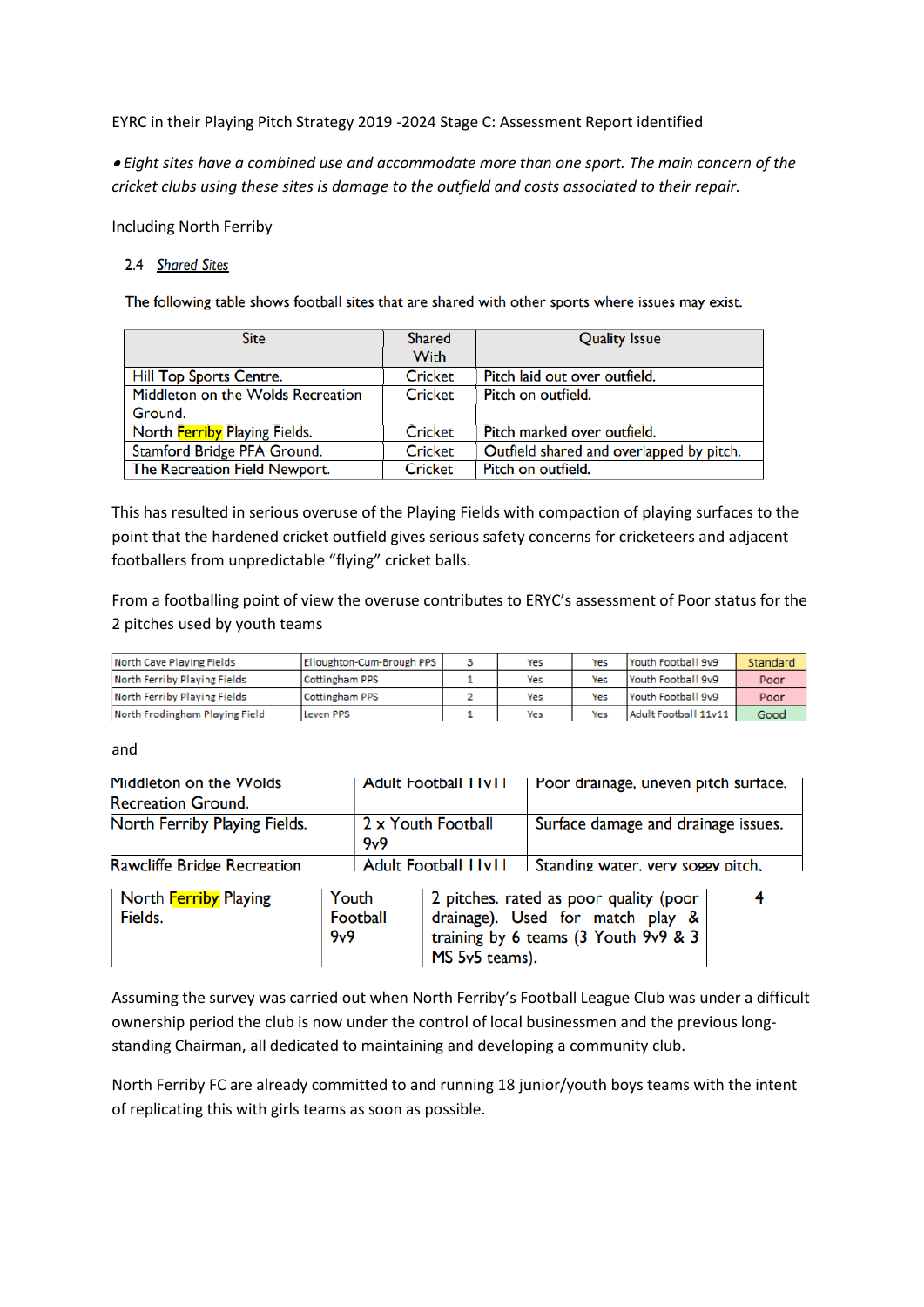EYRC in their Playing Pitch Strategy 2019 -2024 Stage C: Assessment Report identified

• *Eight sites have a combined use and accommodate more than one sport. The main concern of the cricket clubs using these sites is damage to the outfield and costs associated to their repair.*

Including North Ferriby

2.4 *Shared Sites*

The following table shows football sites that are shared with other sports where issues may exist.

| Site | Shared With | Quality Issue |
|---|---|---|
| Hill Top Sports Centre. | Cricket | Pitch laid out over outfield. |
| Middleton on the Wolds Recreation Ground. | Cricket | Pitch on outfield. |
| North Ferriby Playing Fields. | Cricket | Pitch marked over outfield. |
| Stamford Bridge PFA Ground. | Cricket | Outfield shared and overlapped by pitch. |
| The Recreation Field Newport. | Cricket | Pitch on outfield. |

This has resulted in serious overuse of the Playing Fields with compaction of playing surfaces to the point that the hardened cricket outfield gives serious safety concerns for cricketeers and adjacent footballers from unpredictable "flying" cricket balls.

From a footballing point of view the overuse contributes to ERYC's assessment of Poor status for the 2 pitches used by youth teams

| | | | | | | |
|---|---|---|---|---|---|---|
| North Cave Playing Fields | Elloughton-Cum-Brough PPS | 3 | Yes | Yes | Youth Football 9v9 | Standard |
| North Ferriby Playing Fields | Cottingham PPS | 1 | Yes | Yes | Youth Football 9v9 | Poor |
| North Ferriby Playing Fields | Cottingham PPS | 2 | Yes | Yes | Youth Football 9v9 | Poor |
| North Frodingham Playing Field | Leven PPS | 1 | Yes | Yes | Adult Football 11v11 | Good |

and

| | | |
|---|---|---|
| Middleton on the Wolds Recreation Ground. | Adult Football 11v11 | Poor drainage, uneven pitch surface. |
| North Ferriby Playing Fields. | 2 x Youth Football 9v9 | Surface damage and drainage issues. |
| Rawcliffe Bridge Recreation | Adult Football 11v11 | Standing water, very soggy pitch. |

| | | | |
|---|---|---|---|
| North Ferriby Playing Fields. | Youth Football 9v9 | 2 pitches. rated as poor quality (poor drainage). Used for match play & training by 6 teams (3 Youth 9v9 & 3 MS 5v5 teams). | 4 |

Assuming the survey was carried out when North Ferriby's Football League Club was under a difficult ownership period the club is now under the control of local businessmen and the previous long-standing Chairman, all dedicated to maintaining and developing a community club.

North Ferriby FC are already committed to and running 18 junior/youth boys teams with the intent of replicating this with girls teams as soon as possible.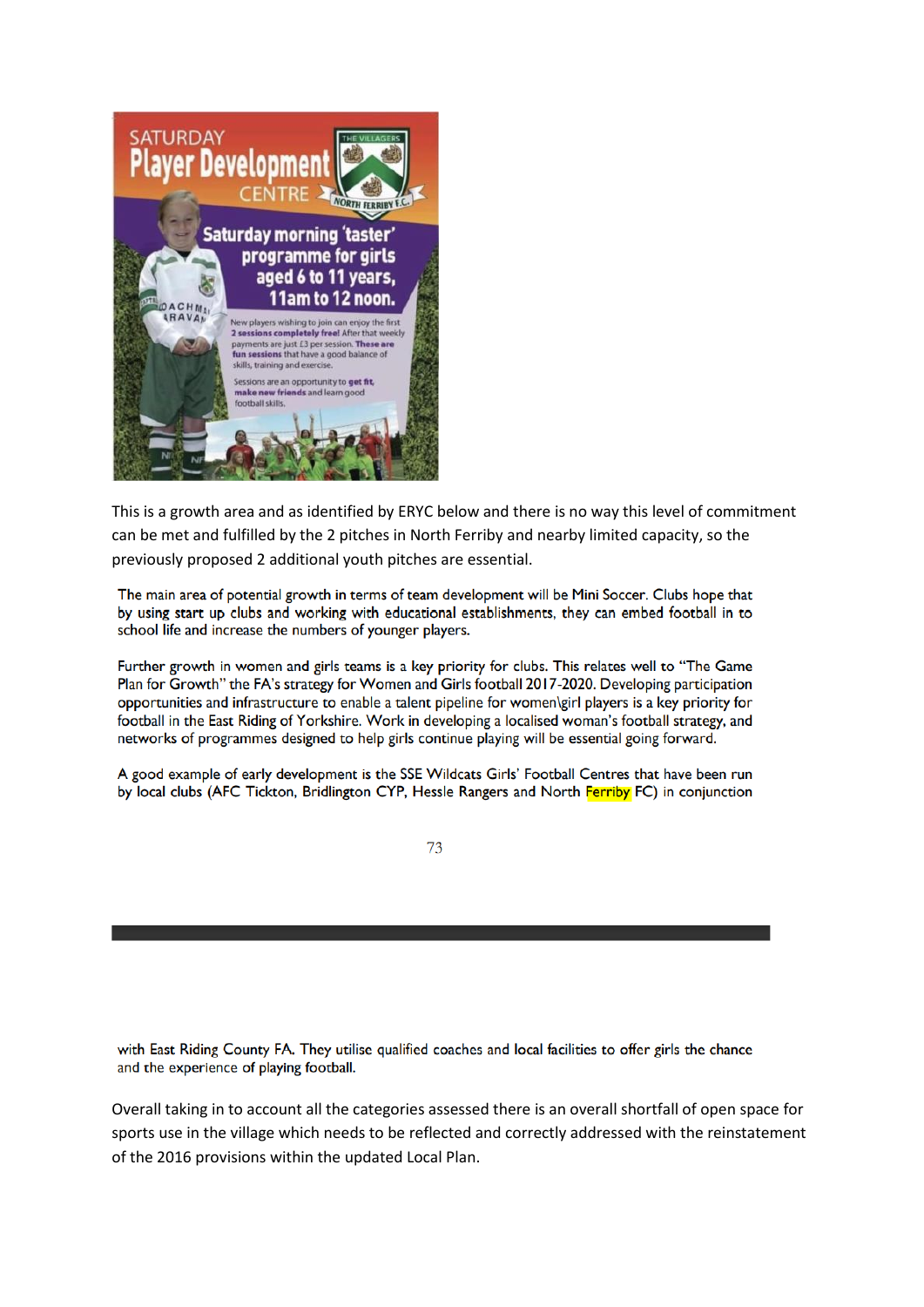This is a growth area and as identified by ERYC below and there is no way this level of commitment can be met and fulfilled by the 2 pitches in North Ferriby and nearby limited capacity, so the previously proposed 2 additional youth pitches are essential.

The main area of potential growth in terms of team development will be Mini Soccer. Clubs hope that by using start up clubs and working with educational establishments, they can embed football in to school life and increase the numbers of younger players.

Further growth in women and girls teams is a key priority for clubs. This relates well to "The Game Plan for Growth" the FA's strategy for Women and Girls football 2017-2020. Developing participation opportunities and infrastructure to enable a talent pipeline for women\girl players is a key priority for football in the East Riding of Yorkshire. Work in developing a localised woman's football strategy, and networks of programmes designed to help girls continue playing will be essential going forward.

A good example of early development is the SSE Wildcats Girls' Football Centres that have been run by local clubs (AFC Tickton, Bridlington CYP, Hessle Rangers and North Ferriby FC) in conjunction with East Riding County FA. They utilise qualified coaches and local facilities to offer girls the chance and the experience of playing football.

Overall taking in to account all the categories assessed there is an overall shortfall of open space for sports use in the village which needs to be reflected and correctly addressed with the reinstatement of the 2016 provisions within the updated Local Plan.